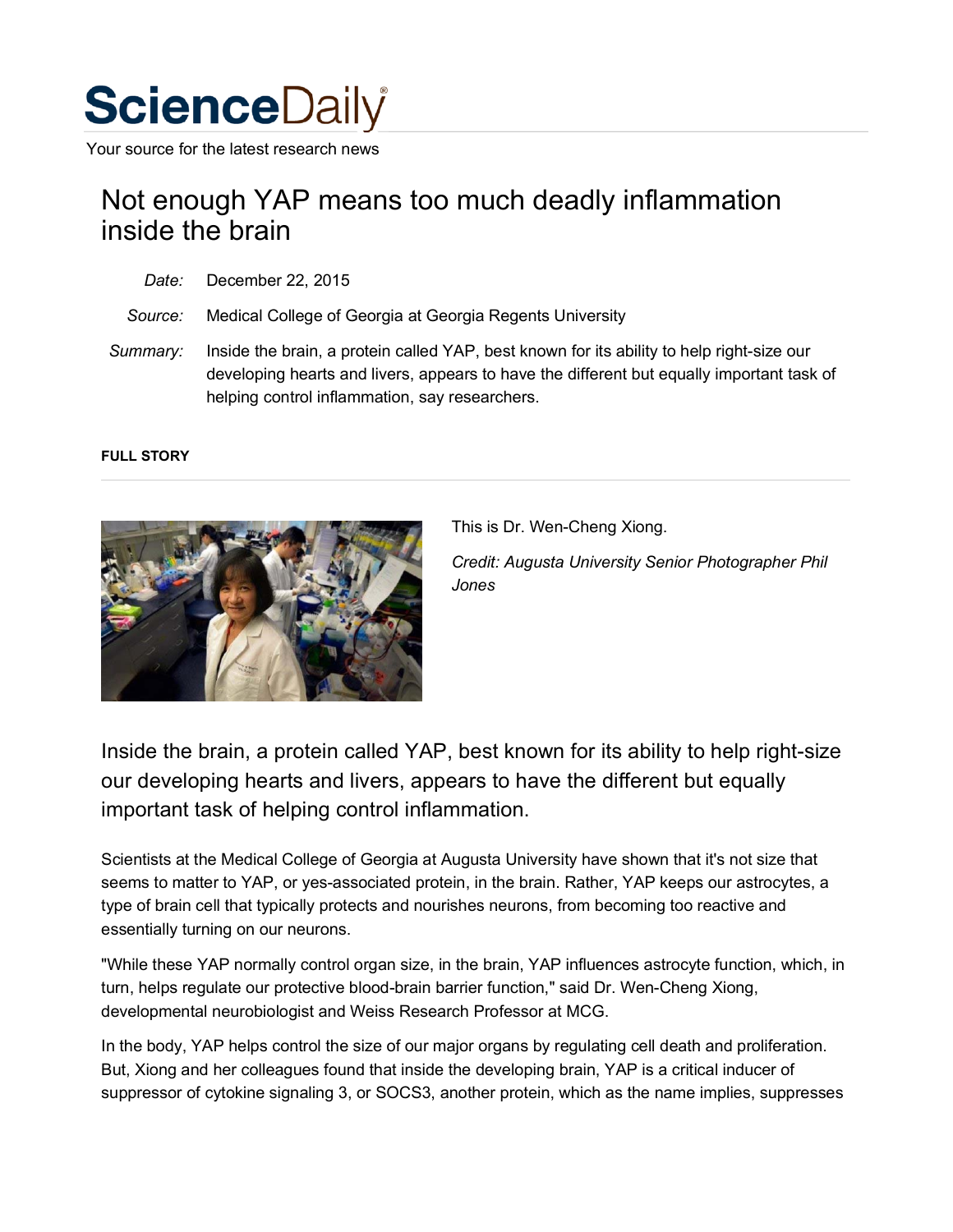ScienceDaily

Your source for the latest research news

# Not enough YAP means too much deadly inflammation inside the brain

*Date:* December 22, 2015

*Source:* Medical College of Georgia at Georgia Regents University

*Summary:* Inside the brain, a protein called YAP, best known for its ability to help right-size our developing hearts and livers, appears to have the different but equally important task of helping control inflammation, say researchers.

**FULL STORY**

This is Dr. Wen-Cheng Xiong.

*Credit: Augusta University Senior Photographer Phil Jones*

Inside the brain, a protein called YAP, best known for its ability to help right-size our developing hearts and livers, appears to have the different but equally important task of helping control inflammation.

Scientists at the Medical College of Georgia at Augusta University have shown that it's not size that seems to matter to YAP, or yes-associated protein, in the brain. Rather, YAP keeps our astrocytes, a type of brain cell that typically protects and nourishes neurons, from becoming too reactive and essentially turning on our neurons.

"While these YAP normally control organ size, in the brain, YAP influences astrocyte function, which, in turn, helps regulate our protective blood-brain barrier function," said Dr. Wen-Cheng Xiong, developmental neurobiologist and Weiss Research Professor at MCG.

In the body, YAP helps control the size of our major organs by regulating cell death and proliferation. But, Xiong and her colleagues found that inside the developing brain, YAP is a critical inducer of suppressor of cytokine signaling 3, or SOCS3, another protein, which as the name implies, suppresses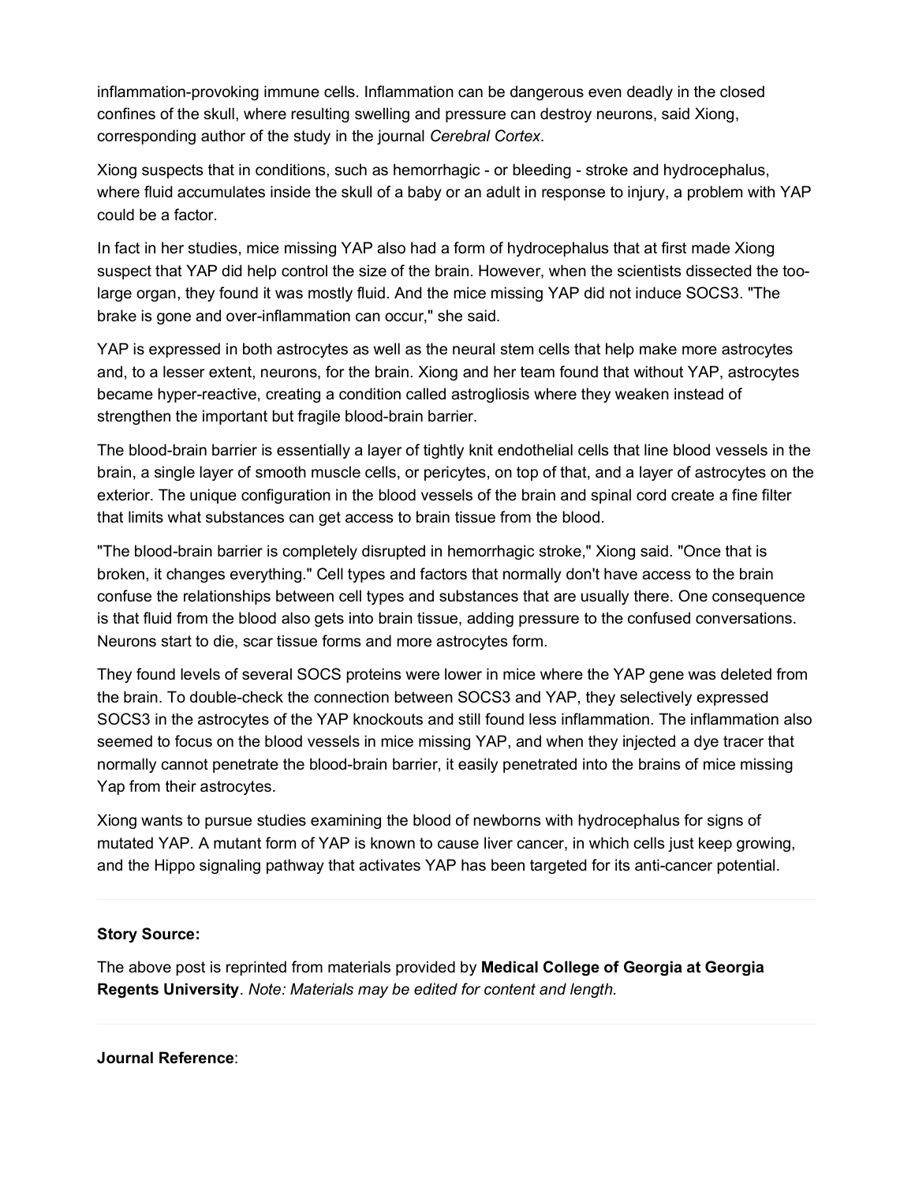inflammation-provoking immune cells. Inflammation can be dangerous even deadly in the closed confines of the skull, where resulting swelling and pressure can destroy neurons, said Xiong, corresponding author of the study in the journal *Cerebral Cortex*.

Xiong suspects that in conditions, such as hemorrhagic - or bleeding - stroke and hydrocephalus, where fluid accumulates inside the skull of a baby or an adult in response to injury, a problem with YAP could be a factor.

In fact in her studies, mice missing YAP also had a form of hydrocephalus that at first made Xiong suspect that YAP did help control the size of the brain. However, when the scientists dissected the too-large organ, they found it was mostly fluid. And the mice missing YAP did not induce SOCS3. "The brake is gone and over-inflammation can occur," she said.

YAP is expressed in both astrocytes as well as the neural stem cells that help make more astrocytes and, to a lesser extent, neurons, for the brain. Xiong and her team found that without YAP, astrocytes became hyper-reactive, creating a condition called astrogliosis where they weaken instead of strengthen the important but fragile blood-brain barrier.

The blood-brain barrier is essentially a layer of tightly knit endothelial cells that line blood vessels in the brain, a single layer of smooth muscle cells, or pericytes, on top of that, and a layer of astrocytes on the exterior. The unique configuration in the blood vessels of the brain and spinal cord create a fine filter that limits what substances can get access to brain tissue from the blood.

"The blood-brain barrier is completely disrupted in hemorrhagic stroke," Xiong said. "Once that is broken, it changes everything." Cell types and factors that normally don't have access to the brain confuse the relationships between cell types and substances that are usually there. One consequence is that fluid from the blood also gets into brain tissue, adding pressure to the confused conversations. Neurons start to die, scar tissue forms and more astrocytes form.

They found levels of several SOCS proteins were lower in mice where the YAP gene was deleted from the brain. To double-check the connection between SOCS3 and YAP, they selectively expressed SOCS3 in the astrocytes of the YAP knockouts and still found less inflammation. The inflammation also seemed to focus on the blood vessels in mice missing YAP, and when they injected a dye tracer that normally cannot penetrate the blood-brain barrier, it easily penetrated into the brains of mice missing Yap from their astrocytes.

Xiong wants to pursue studies examining the blood of newborns with hydrocephalus for signs of mutated YAP. A mutant form of YAP is known to cause liver cancer, in which cells just keep growing, and the Hippo signaling pathway that activates YAP has been targeted for its anti-cancer potential.

---

**Story Source:**

The above post is reprinted from materials provided by **Medical College of Georgia at Georgia Regents University**. *Note: Materials may be edited for content and length.*

---

**Journal Reference**: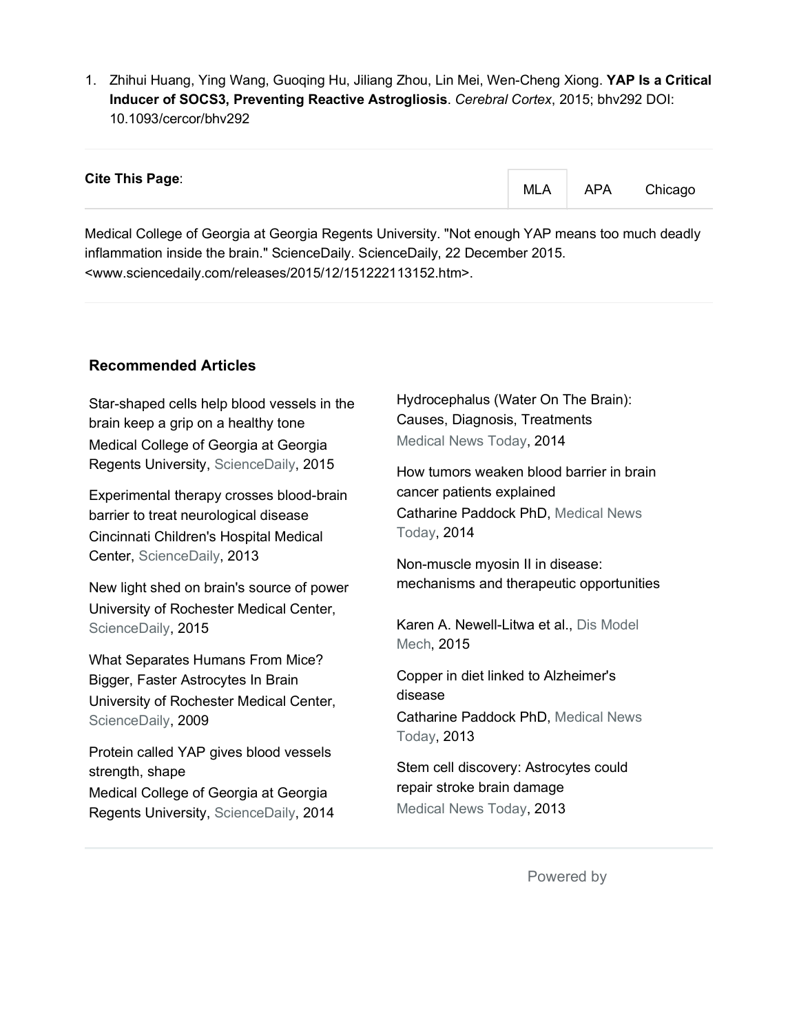1. Zhihui Huang, Ying Wang, Guoqing Hu, Jiliang Zhou, Lin Mei, Wen-Cheng Xiong. **YAP Is a Critical Inducer of SOCS3, Preventing Reactive Astrogliosis**. *Cerebral Cortex*, 2015; bhv292 DOI: 10.1093/cercor/bhv292

**Cite This Page**:

MLA APA Chicago

Medical College of Georgia at Georgia Regents University. "Not enough YAP means too much deadly inflammation inside the brain." ScienceDaily. ScienceDaily, 22 December 2015. <www.sciencedaily.com/releases/2015/12/151222113152.htm>.

**Recommended Articles**

Star-shaped cells help blood vessels in the brain keep a grip on a healthy tone
Medical College of Georgia at Georgia Regents University, ScienceDaily, 2015

Experimental therapy crosses blood-brain barrier to treat neurological disease
Cincinnati Children's Hospital Medical Center, ScienceDaily, 2013

New light shed on brain's source of power
University of Rochester Medical Center, ScienceDaily, 2015

What Separates Humans From Mice? Bigger, Faster Astrocytes In Brain
University of Rochester Medical Center, ScienceDaily, 2009

Protein called YAP gives blood vessels strength, shape
Medical College of Georgia at Georgia Regents University, ScienceDaily, 2014

Hydrocephalus (Water On The Brain): Causes, Diagnosis, Treatments
Medical News Today, 2014

How tumors weaken blood barrier in brain cancer patients explained
Catharine Paddock PhD, Medical News Today, 2014

Non-muscle myosin II in disease: mechanisms and therapeutic opportunities
Karen A. Newell-Litwa et al., Dis Model Mech, 2015

Copper in diet linked to Alzheimer's disease
Catharine Paddock PhD, Medical News Today, 2013

Stem cell discovery: Astrocytes could repair stroke brain damage
Medical News Today, 2013

Powered by